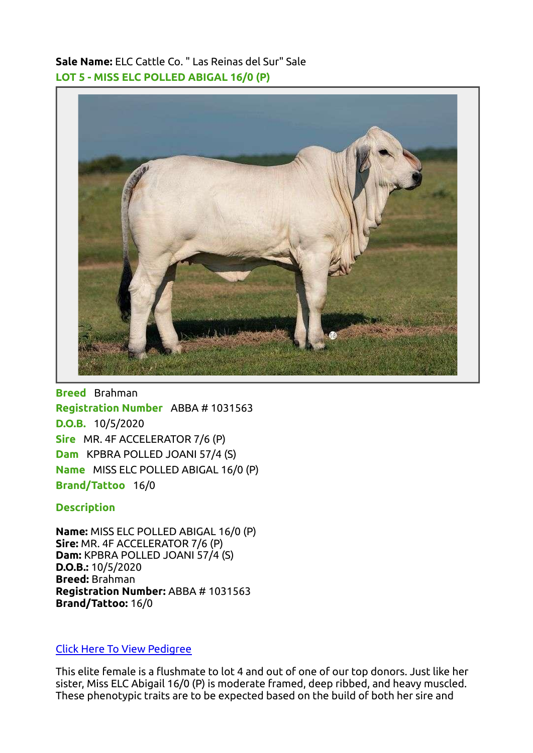**Sale Name:** ELC Cattle Co. " Las Reinas del Sur" Sale

## LOT 5 - MISS ELC POLLED ABIGAL 16/0 (P)

**Breed** Brahman
**Registration Number** ABBA # 1031563
**D.O.B.** 10/5/2020
**Sire** MR. 4F ACCELERATOR 7/6 (P)
**Dam** KPBRA POLLED JOANI 57/4 (S)
**Name** MISS ELC POLLED ABIGAL 16/0 (P)
**Brand/Tattoo** 16/0

### Description

**Name:** MISS ELC POLLED ABIGAL 16/0 (P)
**Sire:** MR. 4F ACCELERATOR 7/6 (P)
**Dam:** KPBRA POLLED JOANI 57/4 (S)
**D.O.B.:** 10/5/2020
**Breed:** Brahman
**Registration Number:** ABBA # 1031563
**Brand/Tattoo:** 16/0

[Click Here To View Pedigree]

This elite female is a flushmate to lot 4 and out of one of our top donors. Just like her sister, Miss ELC Abigail 16/0 (P) is moderate framed, deep ribbed, and heavy muscled. These phenotypic traits are to be expected based on the build of both her sire and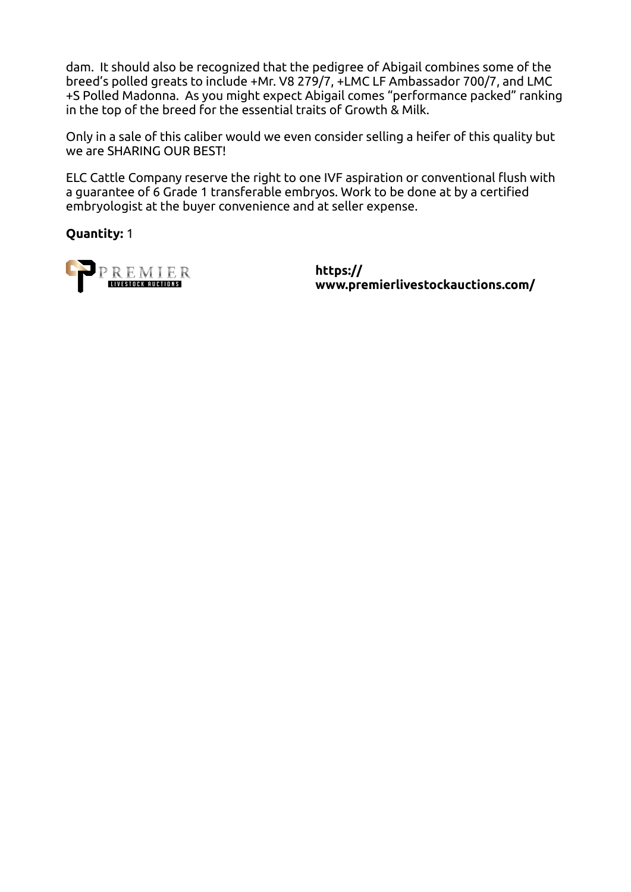dam. It should also be recognized that the pedigree of Abigail combines some of the breed's polled greats to include +Mr. V8 279/7, +LMC LF Ambassador 700/7, and LMC +S Polled Madonna. As you might expect Abigail comes "performance packed" ranking in the top of the breed for the essential traits of Growth & Milk.

Only in a sale of this caliber would we even consider selling a heifer of this quality but we are SHARING OUR BEST!

ELC Cattle Company reserve the right to one IVF aspiration or conventional flush with a guarantee of 6 Grade 1 transferable embryos. Work to be done at by a certified embryologist at the buyer convenience and at seller expense.

**Quantity:** 1

PREMIER LIVESTOCK AUCTIONS

**https://www.premierlivestockauctions.com/**